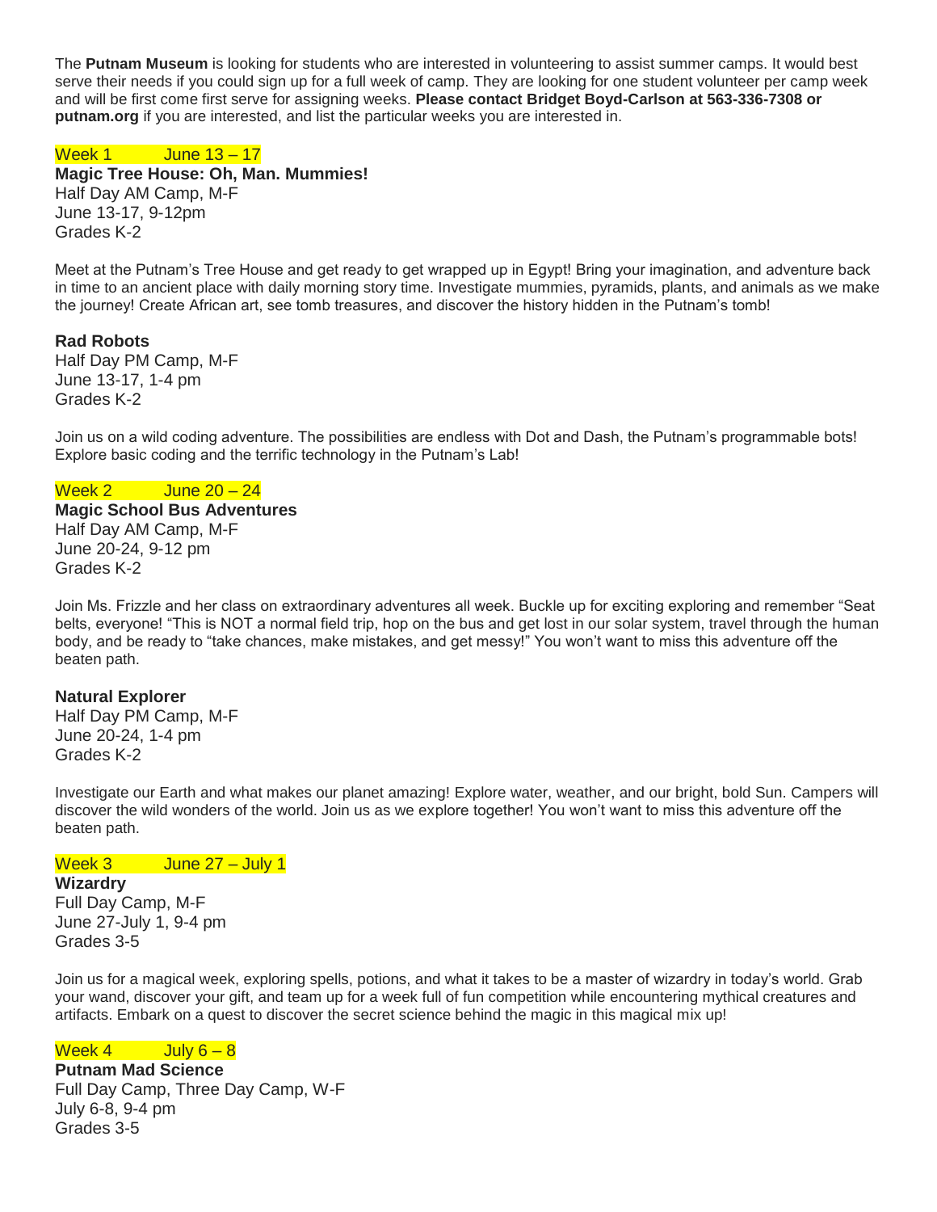The **Putnam Museum** is looking for students who are interested in volunteering to assist summer camps. It would best serve their needs if you could sign up for a full week of camp. They are looking for one student volunteer per camp week and will be first come first serve for assigning weeks. **Please contact Bridget Boyd-Carlson at 563-336-7308 or putnam.org** if you are interested, and list the particular weeks you are interested in.

Week 1 June 13 – 17

**Magic Tree House: Oh, Man. Mummies!**
Half Day AM Camp, M-F
June 13-17, 9-12pm
Grades K-2

Meet at the Putnam's Tree House and get ready to get wrapped up in Egypt! Bring your imagination, and adventure back in time to an ancient place with daily morning story time. Investigate mummies, pyramids, plants, and animals as we make the journey! Create African art, see tomb treasures, and discover the history hidden in the Putnam's tomb!

**Rad Robots**
Half Day PM Camp, M-F
June 13-17, 1-4 pm
Grades K-2

Join us on a wild coding adventure. The possibilities are endless with Dot and Dash, the Putnam's programmable bots! Explore basic coding and the terrific technology in the Putnam's Lab!

Week 2 June 20 – 24

**Magic School Bus Adventures**
Half Day AM Camp, M-F
June 20-24, 9-12 pm
Grades K-2

Join Ms. Frizzle and her class on extraordinary adventures all week. Buckle up for exciting exploring and remember "Seat belts, everyone! "This is NOT a normal field trip, hop on the bus and get lost in our solar system, travel through the human body, and be ready to "take chances, make mistakes, and get messy!" You won't want to miss this adventure off the beaten path.

**Natural Explorer**
Half Day PM Camp, M-F
June 20-24, 1-4 pm
Grades K-2

Investigate our Earth and what makes our planet amazing! Explore water, weather, and our bright, bold Sun. Campers will discover the wild wonders of the world. Join us as we explore together! You won't want to miss this adventure off the beaten path.

Week 3 June 27 – July 1

**Wizardry**
Full Day Camp, M-F
June 27-July 1, 9-4 pm
Grades 3-5

Join us for a magical week, exploring spells, potions, and what it takes to be a master of wizardry in today's world. Grab your wand, discover your gift, and team up for a week full of fun competition while encountering mythical creatures and artifacts. Embark on a quest to discover the secret science behind the magic in this magical mix up!

Week 4 July 6 – 8

**Putnam Mad Science**
Full Day Camp, Three Day Camp, W-F
July 6-8, 9-4 pm
Grades 3-5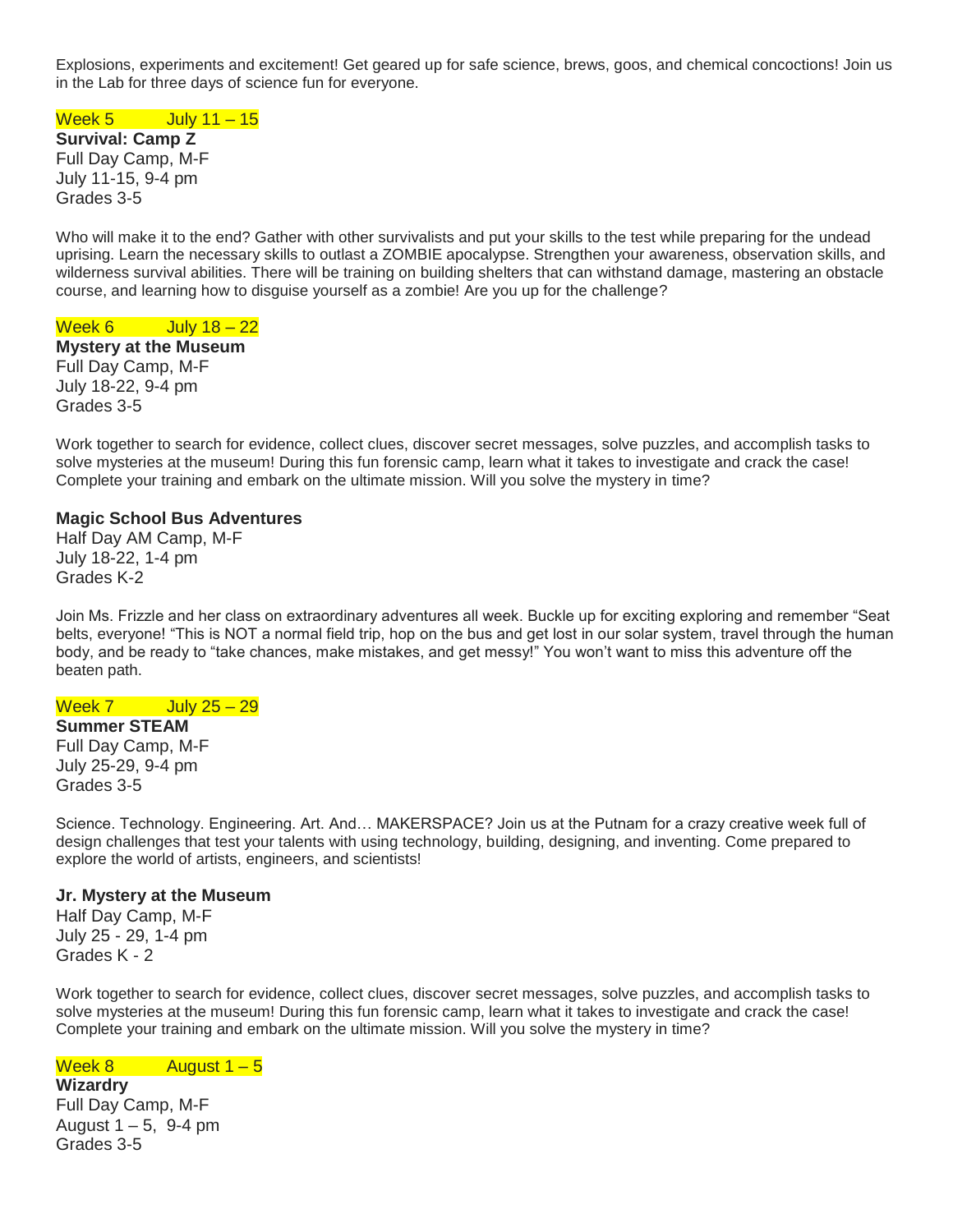Explosions, experiments and excitement! Get geared up for safe science, brews, goos, and chemical concoctions! Join us in the Lab for three days of science fun for everyone.

Week 5 July 11 – 15

**Survival: Camp Z**
Full Day Camp, M-F
July 11-15, 9-4 pm
Grades 3-5

Who will make it to the end? Gather with other survivalists and put your skills to the test while preparing for the undead uprising. Learn the necessary skills to outlast a ZOMBIE apocalypse. Strengthen your awareness, observation skills, and wilderness survival abilities. There will be training on building shelters that can withstand damage, mastering an obstacle course, and learning how to disguise yourself as a zombie! Are you up for the challenge?

Week 6 July 18 – 22

**Mystery at the Museum**
Full Day Camp, M-F
July 18-22, 9-4 pm
Grades 3-5

Work together to search for evidence, collect clues, discover secret messages, solve puzzles, and accomplish tasks to solve mysteries at the museum! During this fun forensic camp, learn what it takes to investigate and crack the case! Complete your training and embark on the ultimate mission. Will you solve the mystery in time?

**Magic School Bus Adventures**
Half Day AM Camp, M-F
July 18-22, 1-4 pm
Grades K-2

Join Ms. Frizzle and her class on extraordinary adventures all week. Buckle up for exciting exploring and remember "Seat belts, everyone! "This is NOT a normal field trip, hop on the bus and get lost in our solar system, travel through the human body, and be ready to "take chances, make mistakes, and get messy!" You won't want to miss this adventure off the beaten path.

Week 7 July 25 – 29

**Summer STEAM**
Full Day Camp, M-F
July 25-29, 9-4 pm
Grades 3-5

Science. Technology. Engineering. Art. And… MAKERSPACE? Join us at the Putnam for a crazy creative week full of design challenges that test your talents with using technology, building, designing, and inventing. Come prepared to explore the world of artists, engineers, and scientists!

**Jr. Mystery at the Museum**
Half Day Camp, M-F
July 25 - 29, 1-4 pm
Grades K - 2

Work together to search for evidence, collect clues, discover secret messages, solve puzzles, and accomplish tasks to solve mysteries at the museum! During this fun forensic camp, learn what it takes to investigate and crack the case! Complete your training and embark on the ultimate mission. Will you solve the mystery in time?

Week 8 August 1 – 5

**Wizardry**
Full Day Camp, M-F
August 1 – 5, 9-4 pm
Grades 3-5